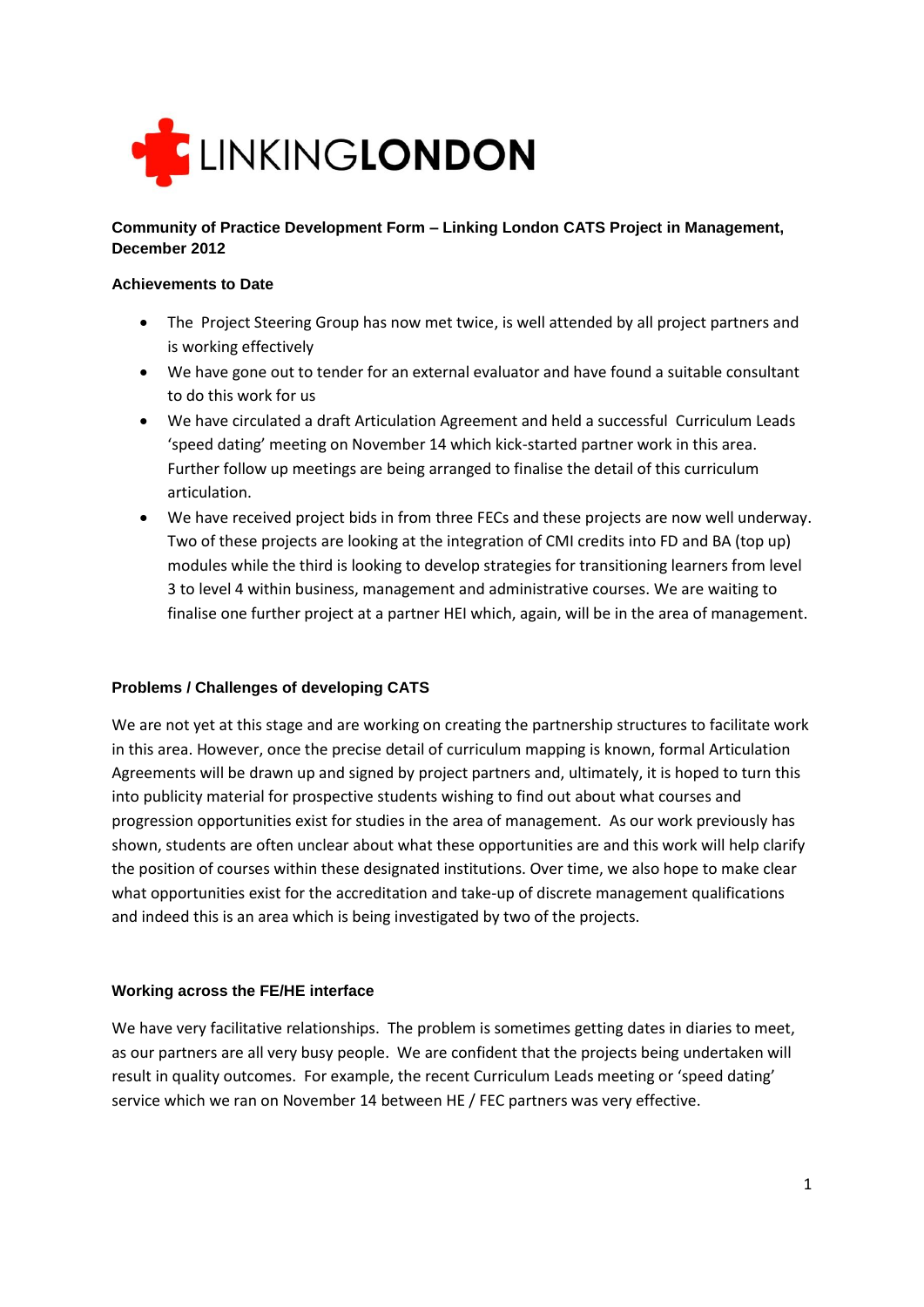LINKINGLONDON

**Community of Practice Development Form – Linking London CATS Project in Management, December 2012**

**Achievements to Date**

- The Project Steering Group has now met twice, is well attended by all project partners and is working effectively
- We have gone out to tender for an external evaluator and have found a suitable consultant to do this work for us
- We have circulated a draft Articulation Agreement and held a successful Curriculum Leads 'speed dating' meeting on November 14 which kick-started partner work in this area. Further follow up meetings are being arranged to finalise the detail of this curriculum articulation.
- We have received project bids in from three FECs and these projects are now well underway. Two of these projects are looking at the integration of CMI credits into FD and BA (top up) modules while the third is looking to develop strategies for transitioning learners from level 3 to level 4 within business, management and administrative courses. We are waiting to finalise one further project at a partner HEI which, again, will be in the area of management.

**Problems / Challenges of developing CATS**

We are not yet at this stage and are working on creating the partnership structures to facilitate work in this area. However, once the precise detail of curriculum mapping is known, formal Articulation Agreements will be drawn up and signed by project partners and, ultimately, it is hoped to turn this into publicity material for prospective students wishing to find out about what courses and progression opportunities exist for studies in the area of management. As our work previously has shown, students are often unclear about what these opportunities are and this work will help clarify the position of courses within these designated institutions. Over time, we also hope to make clear what opportunities exist for the accreditation and take-up of discrete management qualifications and indeed this is an area which is being investigated by two of the projects.

**Working across the FE/HE interface**

We have very facilitative relationships. The problem is sometimes getting dates in diaries to meet, as our partners are all very busy people. We are confident that the projects being undertaken will result in quality outcomes. For example, the recent Curriculum Leads meeting or 'speed dating' service which we ran on November 14 between HE / FEC partners was very effective.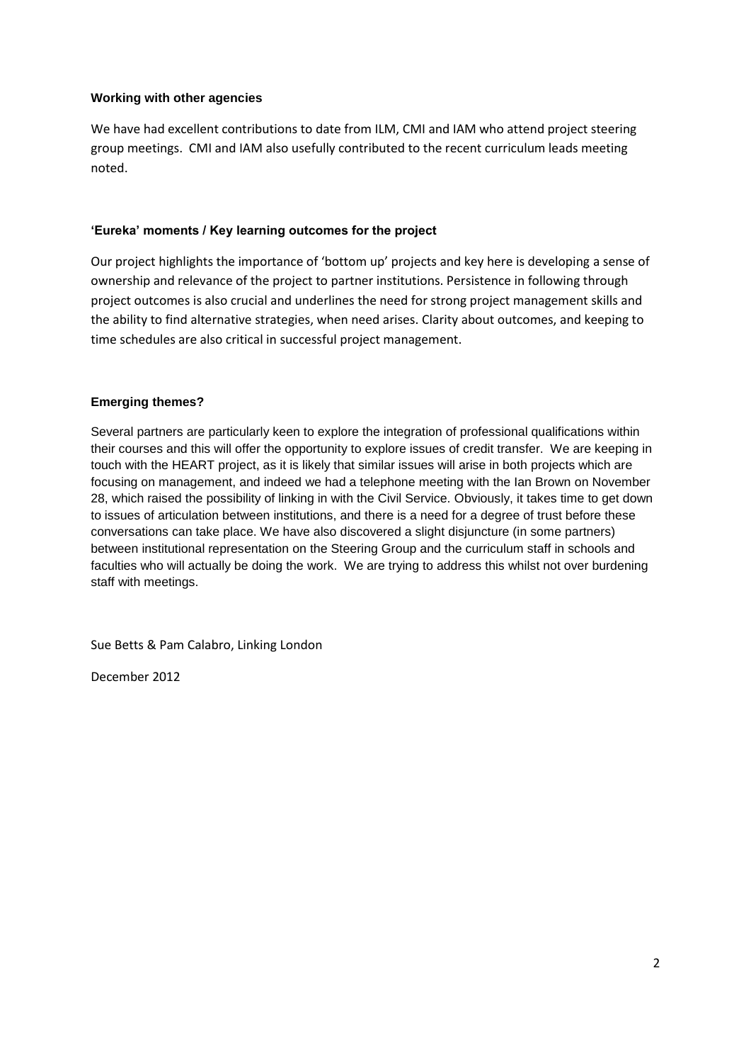**Working with other agencies**

We have had excellent contributions to date from ILM, CMI and IAM who attend project steering group meetings. CMI and IAM also usefully contributed to the recent curriculum leads meeting noted.

**'Eureka' moments / Key learning outcomes for the project**

Our project highlights the importance of 'bottom up' projects and key here is developing a sense of ownership and relevance of the project to partner institutions. Persistence in following through project outcomes is also crucial and underlines the need for strong project management skills and the ability to find alternative strategies, when need arises. Clarity about outcomes, and keeping to time schedules are also critical in successful project management.

**Emerging themes?**

Several partners are particularly keen to explore the integration of professional qualifications within their courses and this will offer the opportunity to explore issues of credit transfer. We are keeping in touch with the HEART project, as it is likely that similar issues will arise in both projects which are focusing on management, and indeed we had a telephone meeting with the Ian Brown on November 28, which raised the possibility of linking in with the Civil Service. Obviously, it takes time to get down to issues of articulation between institutions, and there is a need for a degree of trust before these conversations can take place. We have also discovered a slight disjuncture (in some partners) between institutional representation on the Steering Group and the curriculum staff in schools and faculties who will actually be doing the work. We are trying to address this whilst not over burdening staff with meetings.

Sue Betts & Pam Calabro, Linking London

December 2012